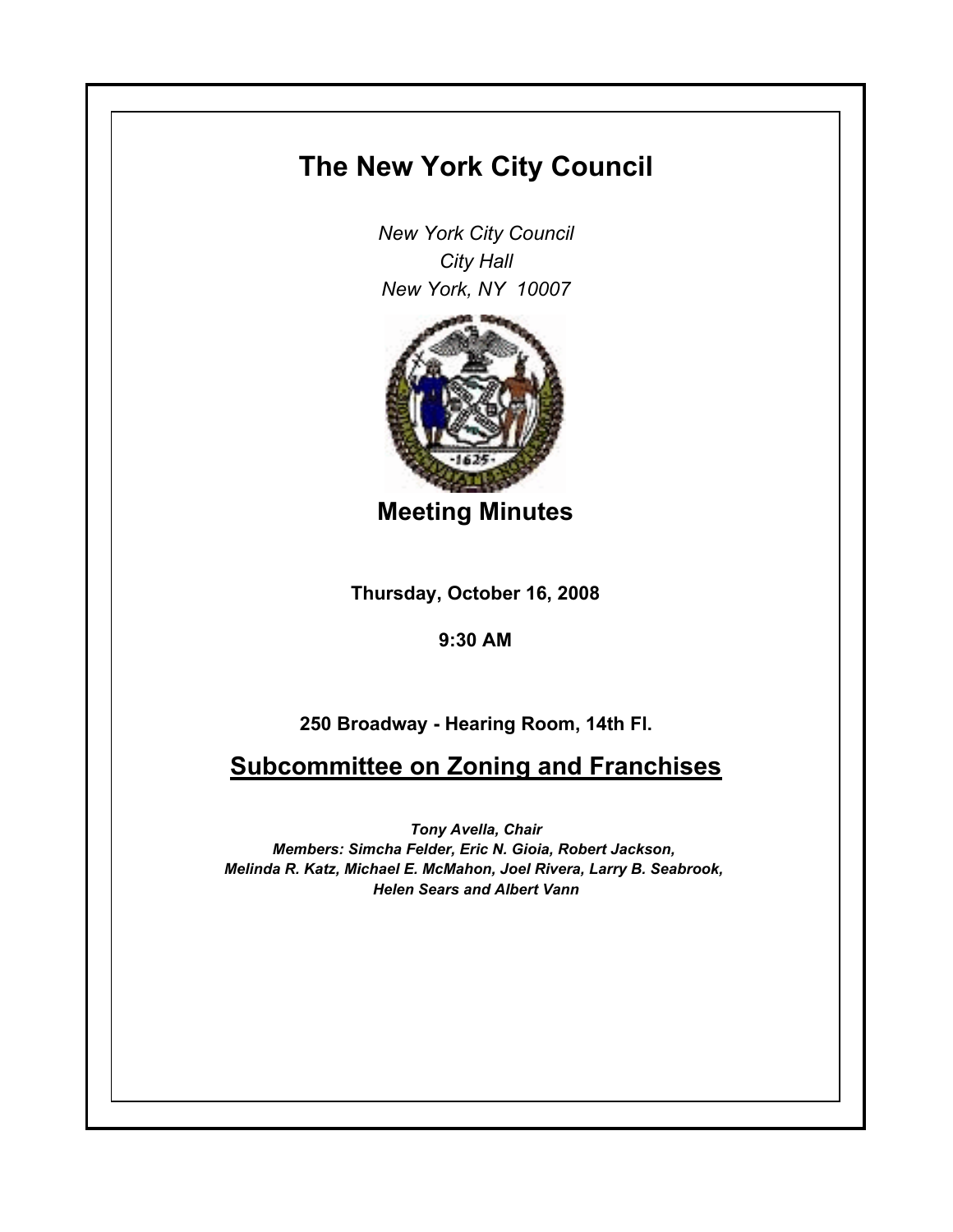# The New York City Council

*New York City Council*
*City Hall*
*New York, NY 10007*

## Meeting Minutes

**Thursday, October 16, 2008**

**9:30 AM**

**250 Broadway - Hearing Room, 14th Fl.**

## Subcommittee on Zoning and Franchises

***Tony Avella, Chair***
***Members: Simcha Felder, Eric N. Gioia, Robert Jackson, Melinda R. Katz, Michael E. McMahon, Joel Rivera, Larry B. Seabrook, Helen Sears and Albert Vann***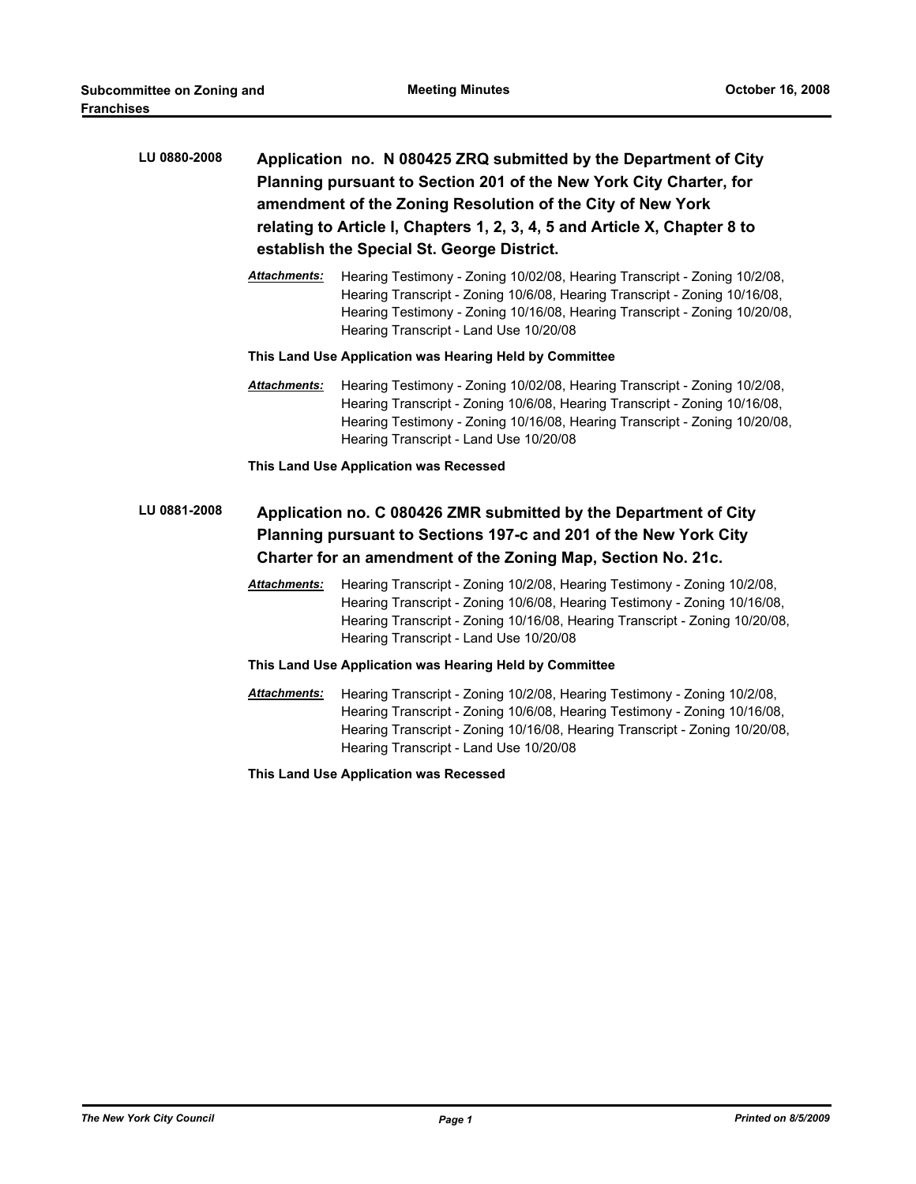**LU 0880-2008** **Application no. N 080425 ZRQ submitted by the Department of City Planning pursuant to Section 201 of the New York City Charter, for amendment of the Zoning Resolution of the City of New York relating to Article I, Chapters 1, 2, 3, 4, 5 and Article X, Chapter 8 to establish the Special St. George District.**

***Attachments:*** Hearing Testimony - Zoning 10/02/08, Hearing Transcript - Zoning 10/2/08, Hearing Transcript - Zoning 10/6/08, Hearing Transcript - Zoning 10/16/08, Hearing Testimony - Zoning 10/16/08, Hearing Transcript - Zoning 10/20/08, Hearing Transcript - Land Use 10/20/08

**This Land Use Application was Hearing Held by Committee**

***Attachments:*** Hearing Testimony - Zoning 10/02/08, Hearing Transcript - Zoning 10/2/08, Hearing Transcript - Zoning 10/6/08, Hearing Transcript - Zoning 10/16/08, Hearing Testimony - Zoning 10/16/08, Hearing Transcript - Zoning 10/20/08, Hearing Transcript - Land Use 10/20/08

**This Land Use Application was Recessed**

**LU 0881-2008** **Application no. C 080426 ZMR submitted by the Department of City Planning pursuant to Sections 197-c and 201 of the New York City Charter for an amendment of the Zoning Map, Section No. 21c.**

***Attachments:*** Hearing Transcript - Zoning 10/2/08, Hearing Testimony - Zoning 10/2/08, Hearing Transcript - Zoning 10/6/08, Hearing Testimony - Zoning 10/16/08, Hearing Transcript - Zoning 10/16/08, Hearing Transcript - Zoning 10/20/08, Hearing Transcript - Land Use 10/20/08

**This Land Use Application was Hearing Held by Committee**

***Attachments:*** Hearing Transcript - Zoning 10/2/08, Hearing Testimony - Zoning 10/2/08, Hearing Transcript - Zoning 10/6/08, Hearing Testimony - Zoning 10/16/08, Hearing Transcript - Zoning 10/16/08, Hearing Transcript - Zoning 10/20/08, Hearing Transcript - Land Use 10/20/08

**This Land Use Application was Recessed**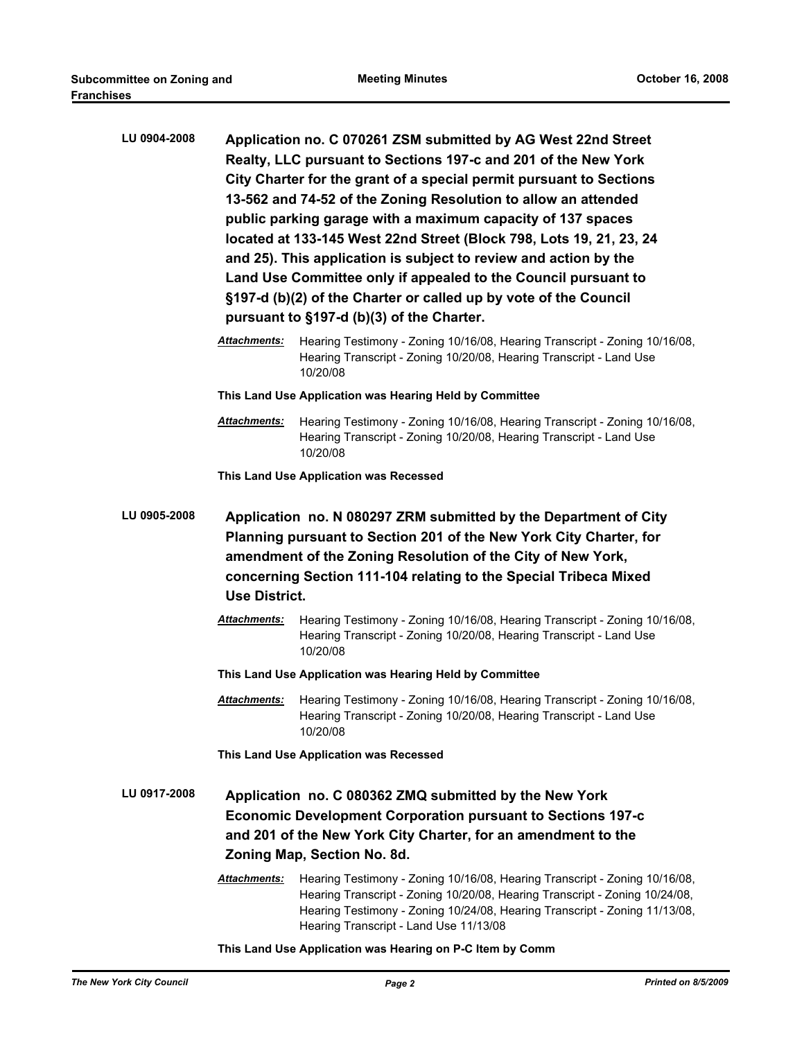**LU 0904-2008** **Application no. C 070261 ZSM submitted by AG West 22nd Street Realty, LLC pursuant to Sections 197-c and 201 of the New York City Charter for the grant of a special permit pursuant to Sections 13-562 and 74-52 of the Zoning Resolution to allow an attended public parking garage with a maximum capacity of 137 spaces located at 133-145 West 22nd Street (Block 798, Lots 19, 21, 23, 24 and 25). This application is subject to review and action by the Land Use Committee only if appealed to the Council pursuant to §197-d (b)(2) of the Charter or called up by vote of the Council pursuant to §197-d (b)(3) of the Charter.**

***Attachments:*** Hearing Testimony - Zoning 10/16/08, Hearing Transcript - Zoning 10/16/08, Hearing Transcript - Zoning 10/20/08, Hearing Transcript - Land Use 10/20/08

**This Land Use Application was Hearing Held by Committee**

***Attachments:*** Hearing Testimony - Zoning 10/16/08, Hearing Transcript - Zoning 10/16/08, Hearing Transcript - Zoning 10/20/08, Hearing Transcript - Land Use 10/20/08

**This Land Use Application was Recessed**

**LU 0905-2008** **Application no. N 080297 ZRM submitted by the Department of City Planning pursuant to Section 201 of the New York City Charter, for amendment of the Zoning Resolution of the City of New York, concerning Section 111-104 relating to the Special Tribeca Mixed Use District.**

***Attachments:*** Hearing Testimony - Zoning 10/16/08, Hearing Transcript - Zoning 10/16/08, Hearing Transcript - Zoning 10/20/08, Hearing Transcript - Land Use 10/20/08

**This Land Use Application was Hearing Held by Committee**

***Attachments:*** Hearing Testimony - Zoning 10/16/08, Hearing Transcript - Zoning 10/16/08, Hearing Transcript - Zoning 10/20/08, Hearing Transcript - Land Use 10/20/08

**This Land Use Application was Recessed**

**LU 0917-2008** **Application no. C 080362 ZMQ submitted by the New York Economic Development Corporation pursuant to Sections 197-c and 201 of the New York City Charter, for an amendment to the Zoning Map, Section No. 8d.**

***Attachments:*** Hearing Testimony - Zoning 10/16/08, Hearing Transcript - Zoning 10/16/08, Hearing Transcript - Zoning 10/20/08, Hearing Transcript - Zoning 10/24/08, Hearing Testimony - Zoning 10/24/08, Hearing Transcript - Zoning 11/13/08, Hearing Transcript - Land Use 11/13/08

**This Land Use Application was Hearing on P-C Item by Comm**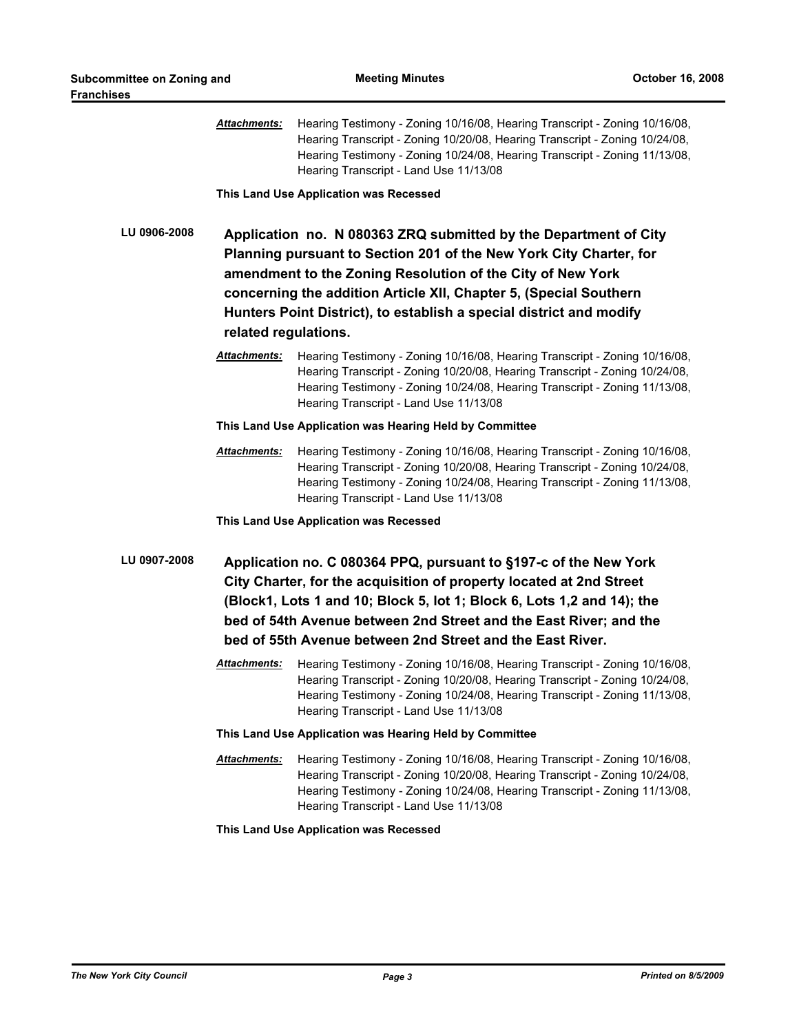*Attachments:* Hearing Testimony - Zoning 10/16/08, Hearing Transcript - Zoning 10/16/08, Hearing Transcript - Zoning 10/20/08, Hearing Transcript - Zoning 10/24/08, Hearing Testimony - Zoning 10/24/08, Hearing Transcript - Zoning 11/13/08, Hearing Transcript - Land Use 11/13/08

**This Land Use Application was Recessed**

**LU 0906-2008** **Application no. N 080363 ZRQ submitted by the Department of City Planning pursuant to Section 201 of the New York City Charter, for amendment to the Zoning Resolution of the City of New York concerning the addition Article XII, Chapter 5, (Special Southern Hunters Point District), to establish a special district and modify related regulations.**

*Attachments:* Hearing Testimony - Zoning 10/16/08, Hearing Transcript - Zoning 10/16/08, Hearing Transcript - Zoning 10/20/08, Hearing Transcript - Zoning 10/24/08, Hearing Testimony - Zoning 10/24/08, Hearing Transcript - Zoning 11/13/08, Hearing Transcript - Land Use 11/13/08

**This Land Use Application was Hearing Held by Committee**

*Attachments:* Hearing Testimony - Zoning 10/16/08, Hearing Transcript - Zoning 10/16/08, Hearing Transcript - Zoning 10/20/08, Hearing Transcript - Zoning 10/24/08, Hearing Testimony - Zoning 10/24/08, Hearing Transcript - Zoning 11/13/08, Hearing Transcript - Land Use 11/13/08

**This Land Use Application was Recessed**

**LU 0907-2008** **Application no. C 080364 PPQ, pursuant to §197-c of the New York City Charter, for the acquisition of property located at 2nd Street (Block1, Lots 1 and 10; Block 5, lot 1; Block 6, Lots 1,2 and 14); the bed of 54th Avenue between 2nd Street and the East River; and the bed of 55th Avenue between 2nd Street and the East River.**

*Attachments:* Hearing Testimony - Zoning 10/16/08, Hearing Transcript - Zoning 10/16/08, Hearing Transcript - Zoning 10/20/08, Hearing Transcript - Zoning 10/24/08, Hearing Testimony - Zoning 10/24/08, Hearing Transcript - Zoning 11/13/08, Hearing Transcript - Land Use 11/13/08

**This Land Use Application was Hearing Held by Committee**

*Attachments:* Hearing Testimony - Zoning 10/16/08, Hearing Transcript - Zoning 10/16/08, Hearing Transcript - Zoning 10/20/08, Hearing Transcript - Zoning 10/24/08, Hearing Testimony - Zoning 10/24/08, Hearing Transcript - Zoning 11/13/08, Hearing Transcript - Land Use 11/13/08

**This Land Use Application was Recessed**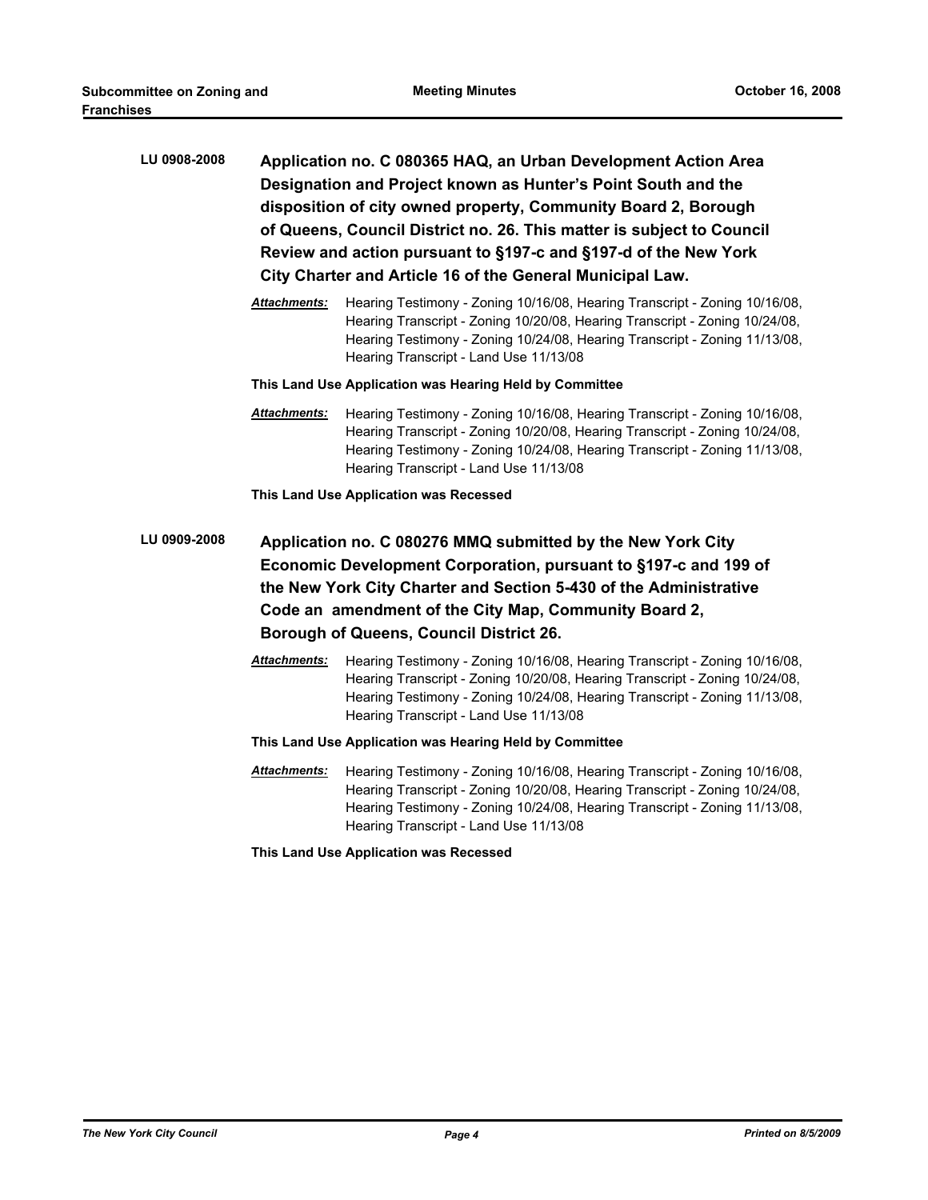**LU 0908-2008** **Application no. C 080365 HAQ, an Urban Development Action Area Designation and Project known as Hunter's Point South and the disposition of city owned property, Community Board 2, Borough of Queens, Council District no. 26. This matter is subject to Council Review and action pursuant to §197-c and §197-d of the New York City Charter and Article 16 of the General Municipal Law.**

***Attachments:*** Hearing Testimony - Zoning 10/16/08, Hearing Transcript - Zoning 10/16/08, Hearing Transcript - Zoning 10/20/08, Hearing Transcript - Zoning 10/24/08, Hearing Testimony - Zoning 10/24/08, Hearing Transcript - Zoning 11/13/08, Hearing Transcript - Land Use 11/13/08

**This Land Use Application was Hearing Held by Committee**

***Attachments:*** Hearing Testimony - Zoning 10/16/08, Hearing Transcript - Zoning 10/16/08, Hearing Transcript - Zoning 10/20/08, Hearing Transcript - Zoning 10/24/08, Hearing Testimony - Zoning 10/24/08, Hearing Transcript - Zoning 11/13/08, Hearing Transcript - Land Use 11/13/08

**This Land Use Application was Recessed**

**LU 0909-2008** **Application no. C 080276 MMQ submitted by the New York City Economic Development Corporation, pursuant to §197-c and 199 of the New York City Charter and Section 5-430 of the Administrative Code an amendment of the City Map, Community Board 2, Borough of Queens, Council District 26.**

***Attachments:*** Hearing Testimony - Zoning 10/16/08, Hearing Transcript - Zoning 10/16/08, Hearing Transcript - Zoning 10/20/08, Hearing Transcript - Zoning 10/24/08, Hearing Testimony - Zoning 10/24/08, Hearing Transcript - Zoning 11/13/08, Hearing Transcript - Land Use 11/13/08

**This Land Use Application was Hearing Held by Committee**

***Attachments:*** Hearing Testimony - Zoning 10/16/08, Hearing Transcript - Zoning 10/16/08, Hearing Transcript - Zoning 10/20/08, Hearing Transcript - Zoning 10/24/08, Hearing Testimony - Zoning 10/24/08, Hearing Transcript - Zoning 11/13/08, Hearing Transcript - Land Use 11/13/08

**This Land Use Application was Recessed**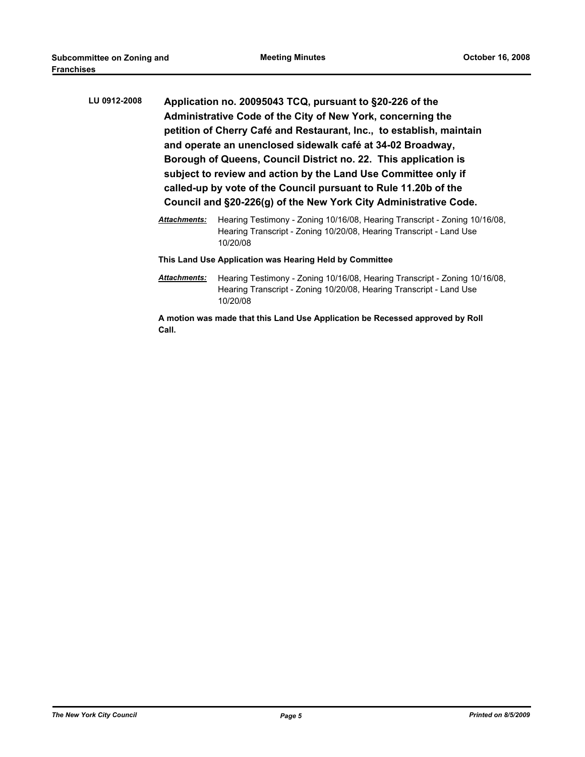**LU 0912-2008** **Application no. 20095043 TCQ, pursuant to §20-226 of the Administrative Code of the City of New York, concerning the petition of Cherry Café and Restaurant, Inc., to establish, maintain and operate an unenclosed sidewalk café at 34-02 Broadway, Borough of Queens, Council District no. 22. This application is subject to review and action by the Land Use Committee only if called-up by vote of the Council pursuant to Rule 11.20b of the Council and §20-226(g) of the New York City Administrative Code.**

***Attachments:*** Hearing Testimony - Zoning 10/16/08, Hearing Transcript - Zoning 10/16/08, Hearing Transcript - Zoning 10/20/08, Hearing Transcript - Land Use 10/20/08

**This Land Use Application was Hearing Held by Committee**

***Attachments:*** Hearing Testimony - Zoning 10/16/08, Hearing Transcript - Zoning 10/16/08, Hearing Transcript - Zoning 10/20/08, Hearing Transcript - Land Use 10/20/08

**A motion was made that this Land Use Application be Recessed approved by Roll Call.**